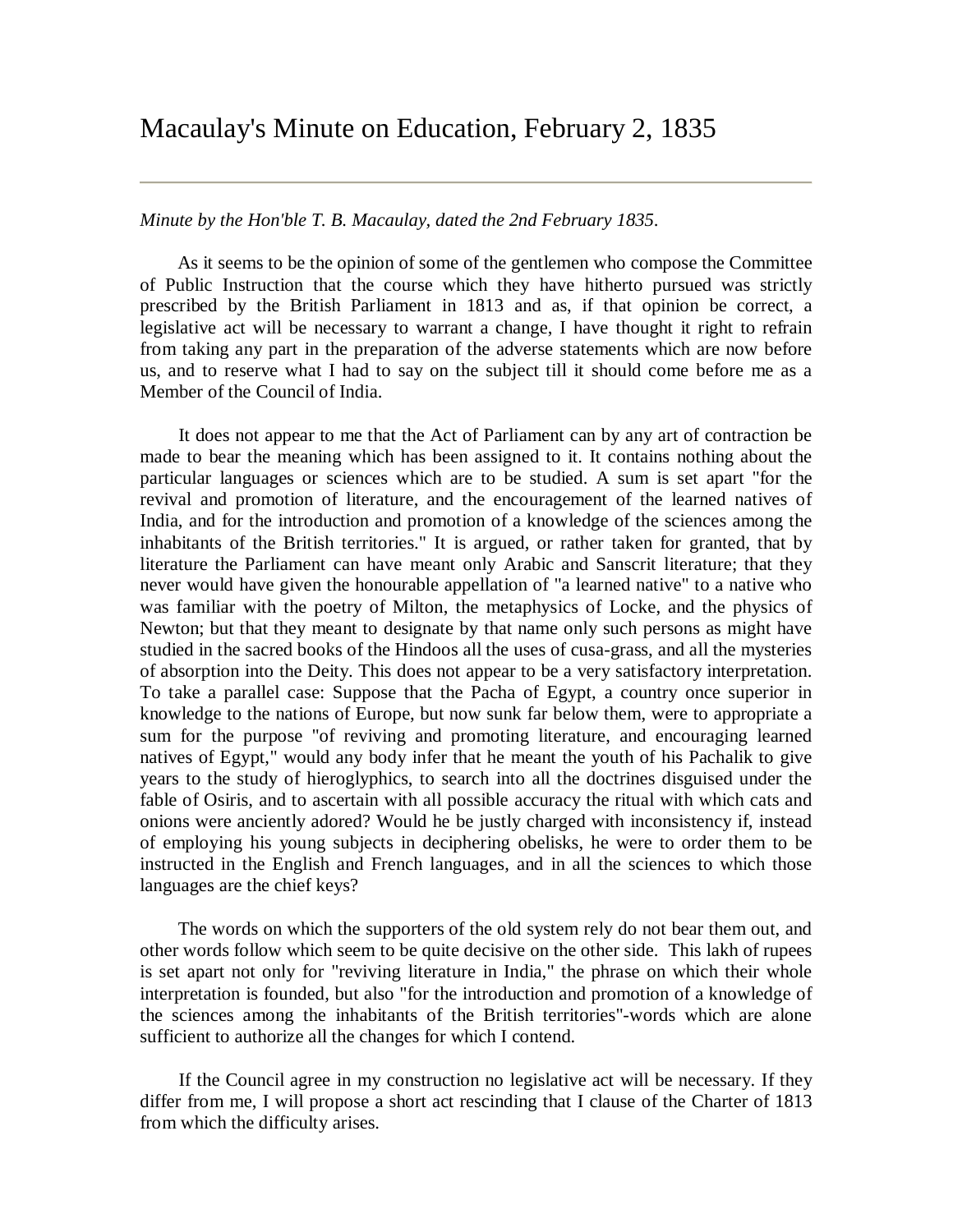# Macaulay's Minute on Education, February 2, 1835

---

*Minute by the Hon'ble T. B. Macaulay, dated the 2nd February 1835.*

As it seems to be the opinion of some of the gentlemen who compose the Committee of Public Instruction that the course which they have hitherto pursued was strictly prescribed by the British Parliament in 1813 and as, if that opinion be correct, a legislative act will be necessary to warrant a change, I have thought it right to refrain from taking any part in the preparation of the adverse statements which are now before us, and to reserve what I had to say on the subject till it should come before me as a Member of the Council of India.

It does not appear to me that the Act of Parliament can by any art of contraction be made to bear the meaning which has been assigned to it. It contains nothing about the particular languages or sciences which are to be studied. A sum is set apart "for the revival and promotion of literature, and the encouragement of the learned natives of India, and for the introduction and promotion of a knowledge of the sciences among the inhabitants of the British territories." It is argued, or rather taken for granted, that by literature the Parliament can have meant only Arabic and Sanscrit literature; that they never would have given the honourable appellation of "a learned native" to a native who was familiar with the poetry of Milton, the metaphysics of Locke, and the physics of Newton; but that they meant to designate by that name only such persons as might have studied in the sacred books of the Hindoos all the uses of cusa-grass, and all the mysteries of absorption into the Deity. This does not appear to be a very satisfactory interpretation. To take a parallel case: Suppose that the Pacha of Egypt, a country once superior in knowledge to the nations of Europe, but now sunk far below them, were to appropriate a sum for the purpose "of reviving and promoting literature, and encouraging learned natives of Egypt," would any body infer that he meant the youth of his Pachalik to give years to the study of hieroglyphics, to search into all the doctrines disguised under the fable of Osiris, and to ascertain with all possible accuracy the ritual with which cats and onions were anciently adored? Would he be justly charged with inconsistency if, instead of employing his young subjects in deciphering obelisks, he were to order them to be instructed in the English and French languages, and in all the sciences to which those languages are the chief keys?

The words on which the supporters of the old system rely do not bear them out, and other words follow which seem to be quite decisive on the other side. This lakh of rupees is set apart not only for "reviving literature in India," the phrase on which their whole interpretation is founded, but also "for the introduction and promotion of a knowledge of the sciences among the inhabitants of the British territories"-words which are alone sufficient to authorize all the changes for which I contend.

If the Council agree in my construction no legislative act will be necessary. If they differ from me, I will propose a short act rescinding that I clause of the Charter of 1813 from which the difficulty arises.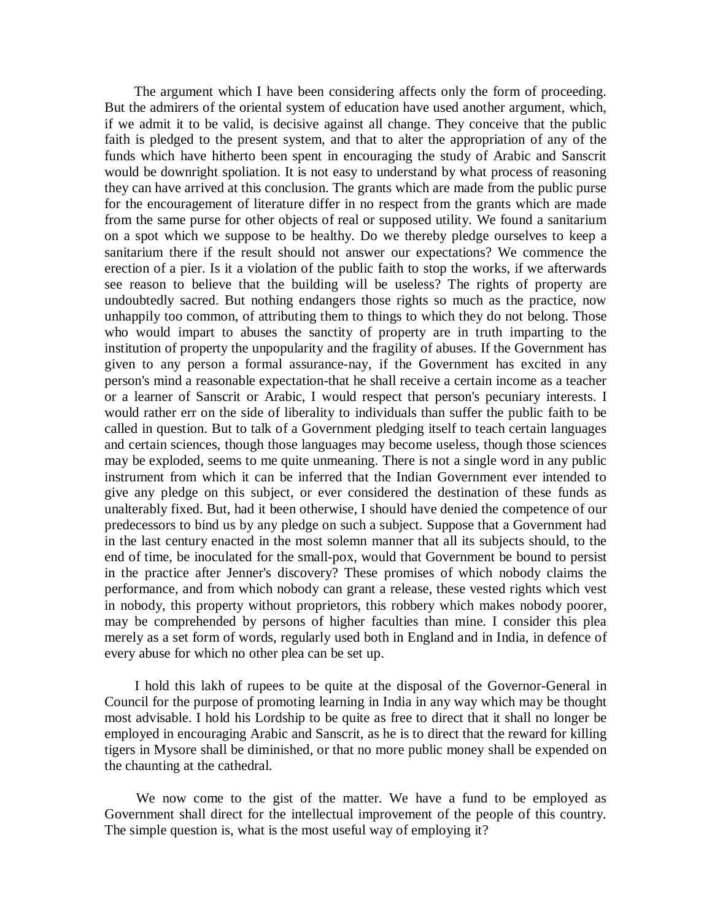The argument which I have been considering affects only the form of proceeding. But the admirers of the oriental system of education have used another argument, which, if we admit it to be valid, is decisive against all change. They conceive that the public faith is pledged to the present system, and that to alter the appropriation of any of the funds which have hitherto been spent in encouraging the study of Arabic and Sanscrit would be downright spoliation. It is not easy to understand by what process of reasoning they can have arrived at this conclusion. The grants which are made from the public purse for the encouragement of literature differ in no respect from the grants which are made from the same purse for other objects of real or supposed utility. We found a sanitarium on a spot which we suppose to be healthy. Do we thereby pledge ourselves to keep a sanitarium there if the result should not answer our expectations? We commence the erection of a pier. Is it a violation of the public faith to stop the works, if we afterwards see reason to believe that the building will be useless? The rights of property are undoubtedly sacred. But nothing endangers those rights so much as the practice, now unhappily too common, of attributing them to things to which they do not belong. Those who would impart to abuses the sanctity of property are in truth imparting to the institution of property the unpopularity and the fragility of abuses. If the Government has given to any person a formal assurance-nay, if the Government has excited in any person's mind a reasonable expectation-that he shall receive a certain income as a teacher or a learner of Sanscrit or Arabic, I would respect that person's pecuniary interests. I would rather err on the side of liberality to individuals than suffer the public faith to be called in question. But to talk of a Government pledging itself to teach certain languages and certain sciences, though those languages may become useless, though those sciences may be exploded, seems to me quite unmeaning. There is not a single word in any public instrument from which it can be inferred that the Indian Government ever intended to give any pledge on this subject, or ever considered the destination of these funds as unalterably fixed. But, had it been otherwise, I should have denied the competence of our predecessors to bind us by any pledge on such a subject. Suppose that a Government had in the last century enacted in the most solemn manner that all its subjects should, to the end of time, be inoculated for the small-pox, would that Government be bound to persist in the practice after Jenner's discovery? These promises of which nobody claims the performance, and from which nobody can grant a release, these vested rights which vest in nobody, this property without proprietors, this robbery which makes nobody poorer, may be comprehended by persons of higher faculties than mine. I consider this plea merely as a set form of words, regularly used both in England and in India, in defence of every abuse for which no other plea can be set up.

I hold this lakh of rupees to be quite at the disposal of the Governor-General in Council for the purpose of promoting learning in India in any way which may be thought most advisable. I hold his Lordship to be quite as free to direct that it shall no longer be employed in encouraging Arabic and Sanscrit, as he is to direct that the reward for killing tigers in Mysore shall be diminished, or that no more public money shall be expended on the chaunting at the cathedral.

We now come to the gist of the matter. We have a fund to be employed as Government shall direct for the intellectual improvement of the people of this country. The simple question is, what is the most useful way of employing it?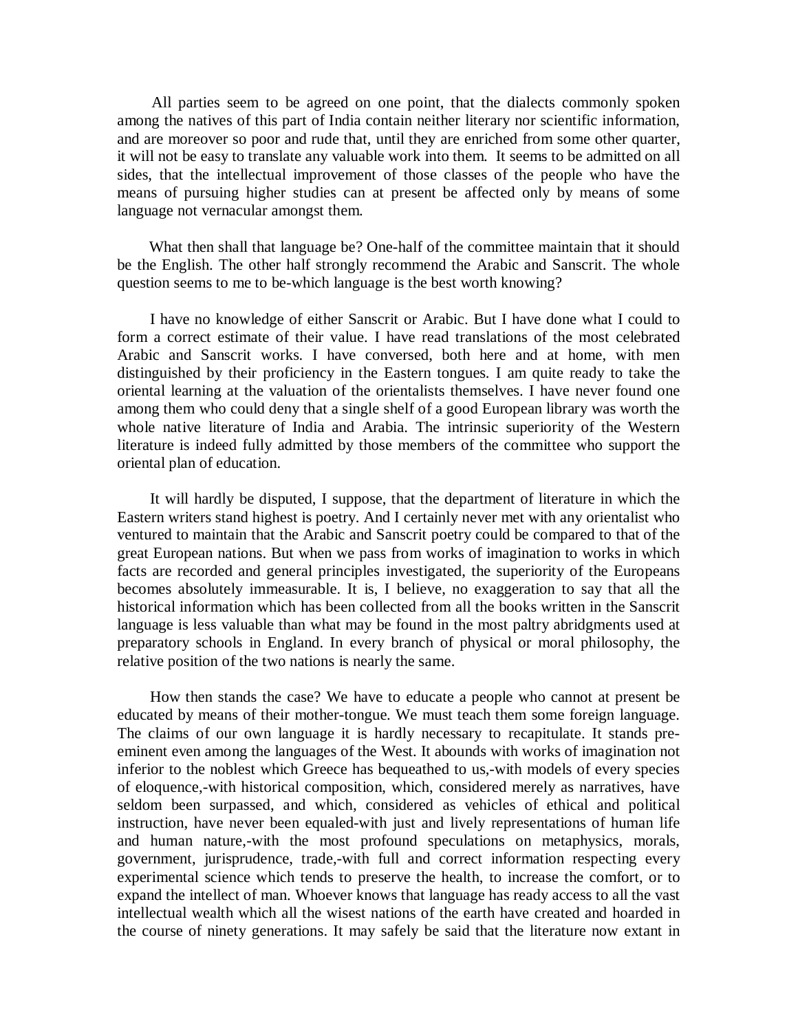All parties seem to be agreed on one point, that the dialects commonly spoken among the natives of this part of India contain neither literary nor scientific information, and are moreover so poor and rude that, until they are enriched from some other quarter, it will not be easy to translate any valuable work into them. It seems to be admitted on all sides, that the intellectual improvement of those classes of the people who have the means of pursuing higher studies can at present be affected only by means of some language not vernacular amongst them.

What then shall that language be? One-half of the committee maintain that it should be the English. The other half strongly recommend the Arabic and Sanscrit. The whole question seems to me to be-which language is the best worth knowing?

I have no knowledge of either Sanscrit or Arabic. But I have done what I could to form a correct estimate of their value. I have read translations of the most celebrated Arabic and Sanscrit works. I have conversed, both here and at home, with men distinguished by their proficiency in the Eastern tongues. I am quite ready to take the oriental learning at the valuation of the orientalists themselves. I have never found one among them who could deny that a single shelf of a good European library was worth the whole native literature of India and Arabia. The intrinsic superiority of the Western literature is indeed fully admitted by those members of the committee who support the oriental plan of education.

It will hardly be disputed, I suppose, that the department of literature in which the Eastern writers stand highest is poetry. And I certainly never met with any orientalist who ventured to maintain that the Arabic and Sanscrit poetry could be compared to that of the great European nations. But when we pass from works of imagination to works in which facts are recorded and general principles investigated, the superiority of the Europeans becomes absolutely immeasurable. It is, I believe, no exaggeration to say that all the historical information which has been collected from all the books written in the Sanscrit language is less valuable than what may be found in the most paltry abridgments used at preparatory schools in England. In every branch of physical or moral philosophy, the relative position of the two nations is nearly the same.

How then stands the case? We have to educate a people who cannot at present be educated by means of their mother-tongue. We must teach them some foreign language. The claims of our own language it is hardly necessary to recapitulate. It stands pre-eminent even among the languages of the West. It abounds with works of imagination not inferior to the noblest which Greece has bequeathed to us,-with models of every species of eloquence,-with historical composition, which, considered merely as narratives, have seldom been surpassed, and which, considered as vehicles of ethical and political instruction, have never been equaled-with just and lively representations of human life and human nature,-with the most profound speculations on metaphysics, morals, government, jurisprudence, trade,-with full and correct information respecting every experimental science which tends to preserve the health, to increase the comfort, or to expand the intellect of man. Whoever knows that language has ready access to all the vast intellectual wealth which all the wisest nations of the earth have created and hoarded in the course of ninety generations. It may safely be said that the literature now extant in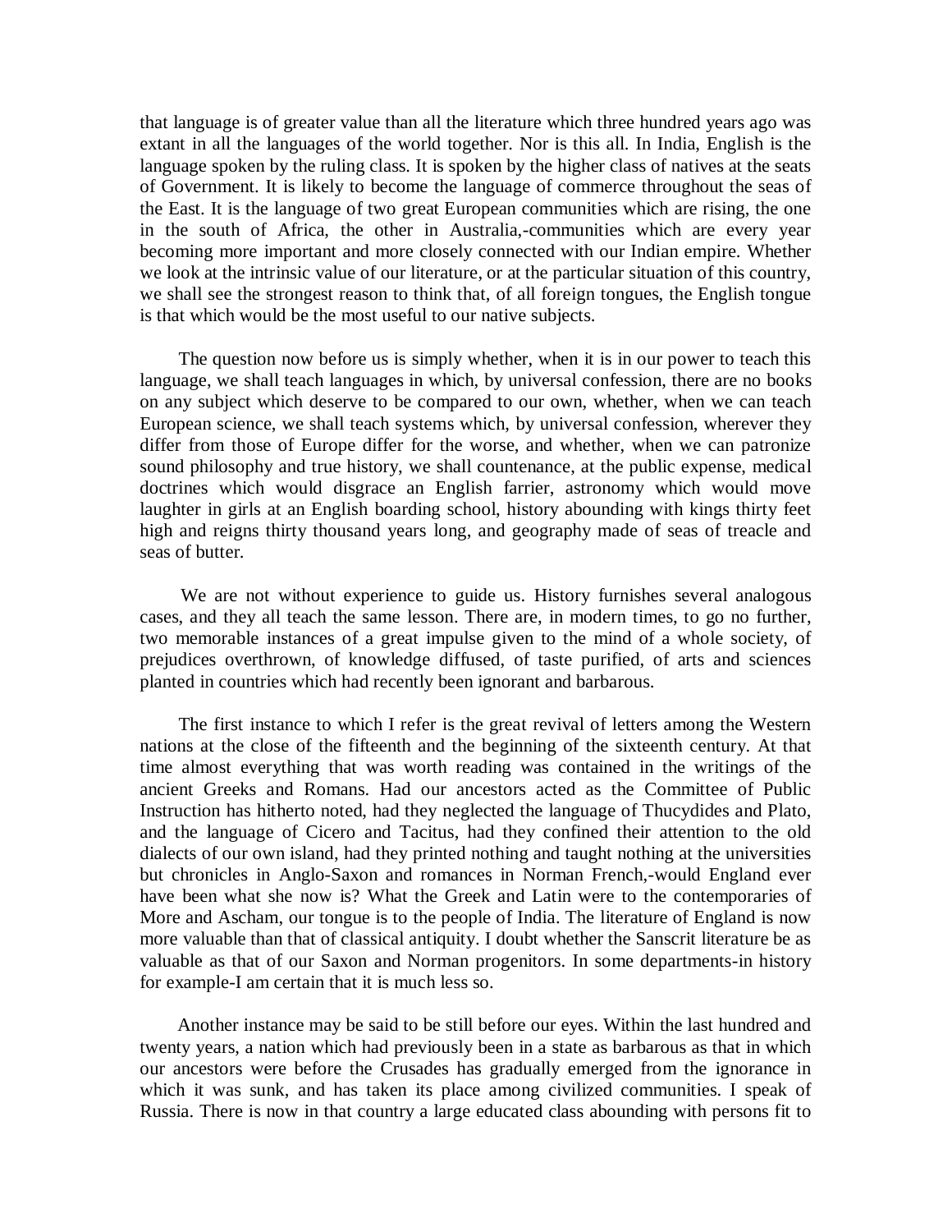that language is of greater value than all the literature which three hundred years ago was extant in all the languages of the world together. Nor is this all. In India, English is the language spoken by the ruling class. It is spoken by the higher class of natives at the seats of Government. It is likely to become the language of commerce throughout the seas of the East. It is the language of two great European communities which are rising, the one in the south of Africa, the other in Australia,-communities which are every year becoming more important and more closely connected with our Indian empire. Whether we look at the intrinsic value of our literature, or at the particular situation of this country, we shall see the strongest reason to think that, of all foreign tongues, the English tongue is that which would be the most useful to our native subjects.

The question now before us is simply whether, when it is in our power to teach this language, we shall teach languages in which, by universal confession, there are no books on any subject which deserve to be compared to our own, whether, when we can teach European science, we shall teach systems which, by universal confession, wherever they differ from those of Europe differ for the worse, and whether, when we can patronize sound philosophy and true history, we shall countenance, at the public expense, medical doctrines which would disgrace an English farrier, astronomy which would move laughter in girls at an English boarding school, history abounding with kings thirty feet high and reigns thirty thousand years long, and geography made of seas of treacle and seas of butter.

We are not without experience to guide us. History furnishes several analogous cases, and they all teach the same lesson. There are, in modern times, to go no further, two memorable instances of a great impulse given to the mind of a whole society, of prejudices overthrown, of knowledge diffused, of taste purified, of arts and sciences planted in countries which had recently been ignorant and barbarous.

The first instance to which I refer is the great revival of letters among the Western nations at the close of the fifteenth and the beginning of the sixteenth century. At that time almost everything that was worth reading was contained in the writings of the ancient Greeks and Romans. Had our ancestors acted as the Committee of Public Instruction has hitherto noted, had they neglected the language of Thucydides and Plato, and the language of Cicero and Tacitus, had they confined their attention to the old dialects of our own island, had they printed nothing and taught nothing at the universities but chronicles in Anglo-Saxon and romances in Norman French,-would England ever have been what she now is? What the Greek and Latin were to the contemporaries of More and Ascham, our tongue is to the people of India. The literature of England is now more valuable than that of classical antiquity. I doubt whether the Sanscrit literature be as valuable as that of our Saxon and Norman progenitors. In some departments-in history for example-I am certain that it is much less so.

Another instance may be said to be still before our eyes. Within the last hundred and twenty years, a nation which had previously been in a state as barbarous as that in which our ancestors were before the Crusades has gradually emerged from the ignorance in which it was sunk, and has taken its place among civilized communities. I speak of Russia. There is now in that country a large educated class abounding with persons fit to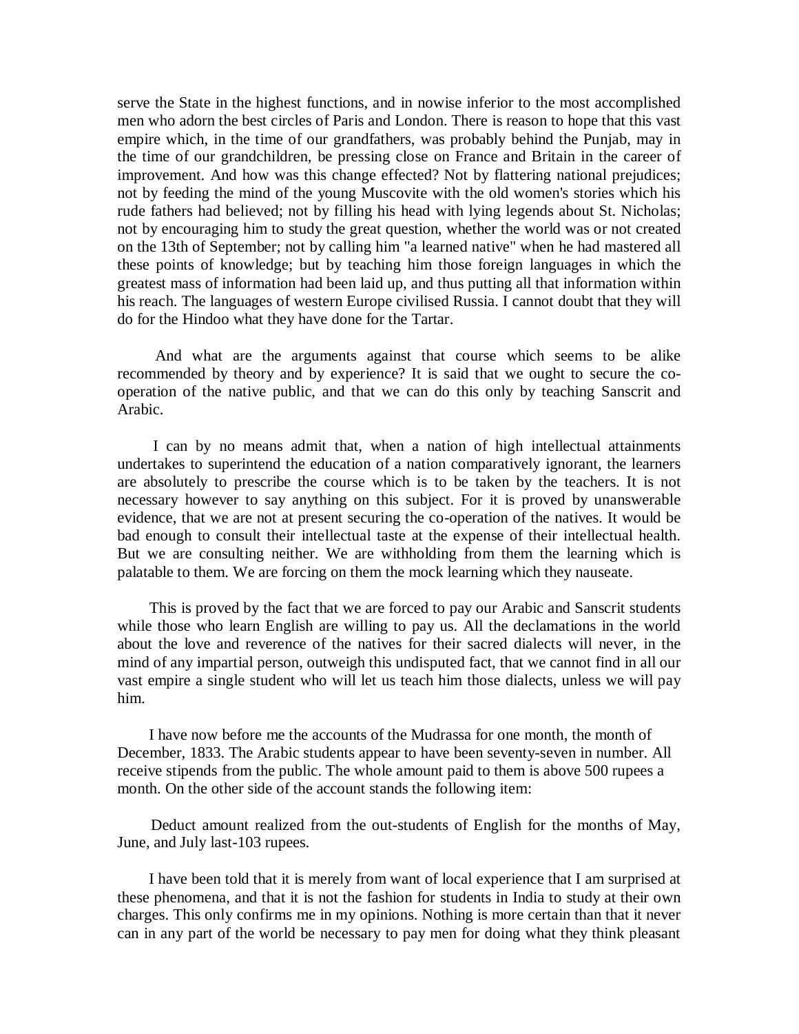serve the State in the highest functions, and in nowise inferior to the most accomplished men who adorn the best circles of Paris and London. There is reason to hope that this vast empire which, in the time of our grandfathers, was probably behind the Punjab, may in the time of our grandchildren, be pressing close on France and Britain in the career of improvement. And how was this change effected? Not by flattering national prejudices; not by feeding the mind of the young Muscovite with the old women's stories which his rude fathers had believed; not by filling his head with lying legends about St. Nicholas; not by encouraging him to study the great question, whether the world was or not created on the 13th of September; not by calling him "a learned native" when he had mastered all these points of knowledge; but by teaching him those foreign languages in which the greatest mass of information had been laid up, and thus putting all that information within his reach. The languages of western Europe civilised Russia. I cannot doubt that they will do for the Hindoo what they have done for the Tartar.

And what are the arguments against that course which seems to be alike recommended by theory and by experience? It is said that we ought to secure the co-operation of the native public, and that we can do this only by teaching Sanscrit and Arabic.

I can by no means admit that, when a nation of high intellectual attainments undertakes to superintend the education of a nation comparatively ignorant, the learners are absolutely to prescribe the course which is to be taken by the teachers. It is not necessary however to say anything on this subject. For it is proved by unanswerable evidence, that we are not at present securing the co-operation of the natives. It would be bad enough to consult their intellectual taste at the expense of their intellectual health. But we are consulting neither. We are withholding from them the learning which is palatable to them. We are forcing on them the mock learning which they nauseate.

This is proved by the fact that we are forced to pay our Arabic and Sanscrit students while those who learn English are willing to pay us. All the declamations in the world about the love and reverence of the natives for their sacred dialects will never, in the mind of any impartial person, outweigh this undisputed fact, that we cannot find in all our vast empire a single student who will let us teach him those dialects, unless we will pay him.

I have now before me the accounts of the Mudrassa for one month, the month of December, 1833. The Arabic students appear to have been seventy-seven in number. All receive stipends from the public. The whole amount paid to them is above 500 rupees a month. On the other side of the account stands the following item:

Deduct amount realized from the out-students of English for the months of May, June, and July last-103 rupees.

I have been told that it is merely from want of local experience that I am surprised at these phenomena, and that it is not the fashion for students in India to study at their own charges. This only confirms me in my opinions. Nothing is more certain than that it never can in any part of the world be necessary to pay men for doing what they think pleasant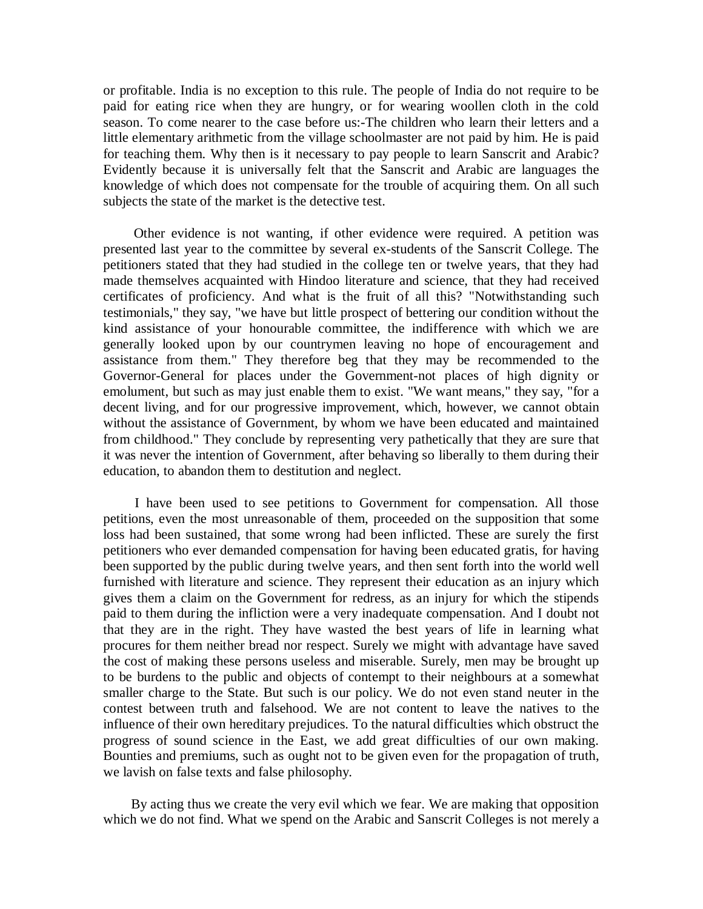or profitable. India is no exception to this rule. The people of India do not require to be paid for eating rice when they are hungry, or for wearing woollen cloth in the cold season. To come nearer to the case before us:-The children who learn their letters and a little elementary arithmetic from the village schoolmaster are not paid by him. He is paid for teaching them. Why then is it necessary to pay people to learn Sanscrit and Arabic? Evidently because it is universally felt that the Sanscrit and Arabic are languages the knowledge of which does not compensate for the trouble of acquiring them. On all such subjects the state of the market is the detective test.

Other evidence is not wanting, if other evidence were required. A petition was presented last year to the committee by several ex-students of the Sanscrit College. The petitioners stated that they had studied in the college ten or twelve years, that they had made themselves acquainted with Hindoo literature and science, that they had received certificates of proficiency. And what is the fruit of all this? "Notwithstanding such testimonials," they say, "we have but little prospect of bettering our condition without the kind assistance of your honourable committee, the indifference with which we are generally looked upon by our countrymen leaving no hope of encouragement and assistance from them." They therefore beg that they may be recommended to the Governor-General for places under the Government-not places of high dignity or emolument, but such as may just enable them to exist. "We want means," they say, "for a decent living, and for our progressive improvement, which, however, we cannot obtain without the assistance of Government, by whom we have been educated and maintained from childhood." They conclude by representing very pathetically that they are sure that it was never the intention of Government, after behaving so liberally to them during their education, to abandon them to destitution and neglect.

I have been used to see petitions to Government for compensation. All those petitions, even the most unreasonable of them, proceeded on the supposition that some loss had been sustained, that some wrong had been inflicted. These are surely the first petitioners who ever demanded compensation for having been educated gratis, for having been supported by the public during twelve years, and then sent forth into the world well furnished with literature and science. They represent their education as an injury which gives them a claim on the Government for redress, as an injury for which the stipends paid to them during the infliction were a very inadequate compensation. And I doubt not that they are in the right. They have wasted the best years of life in learning what procures for them neither bread nor respect. Surely we might with advantage have saved the cost of making these persons useless and miserable. Surely, men may be brought up to be burdens to the public and objects of contempt to their neighbours at a somewhat smaller charge to the State. But such is our policy. We do not even stand neuter in the contest between truth and falsehood. We are not content to leave the natives to the influence of their own hereditary prejudices. To the natural difficulties which obstruct the progress of sound science in the East, we add great difficulties of our own making. Bounties and premiums, such as ought not to be given even for the propagation of truth, we lavish on false texts and false philosophy.

By acting thus we create the very evil which we fear. We are making that opposition which we do not find. What we spend on the Arabic and Sanscrit Colleges is not merely a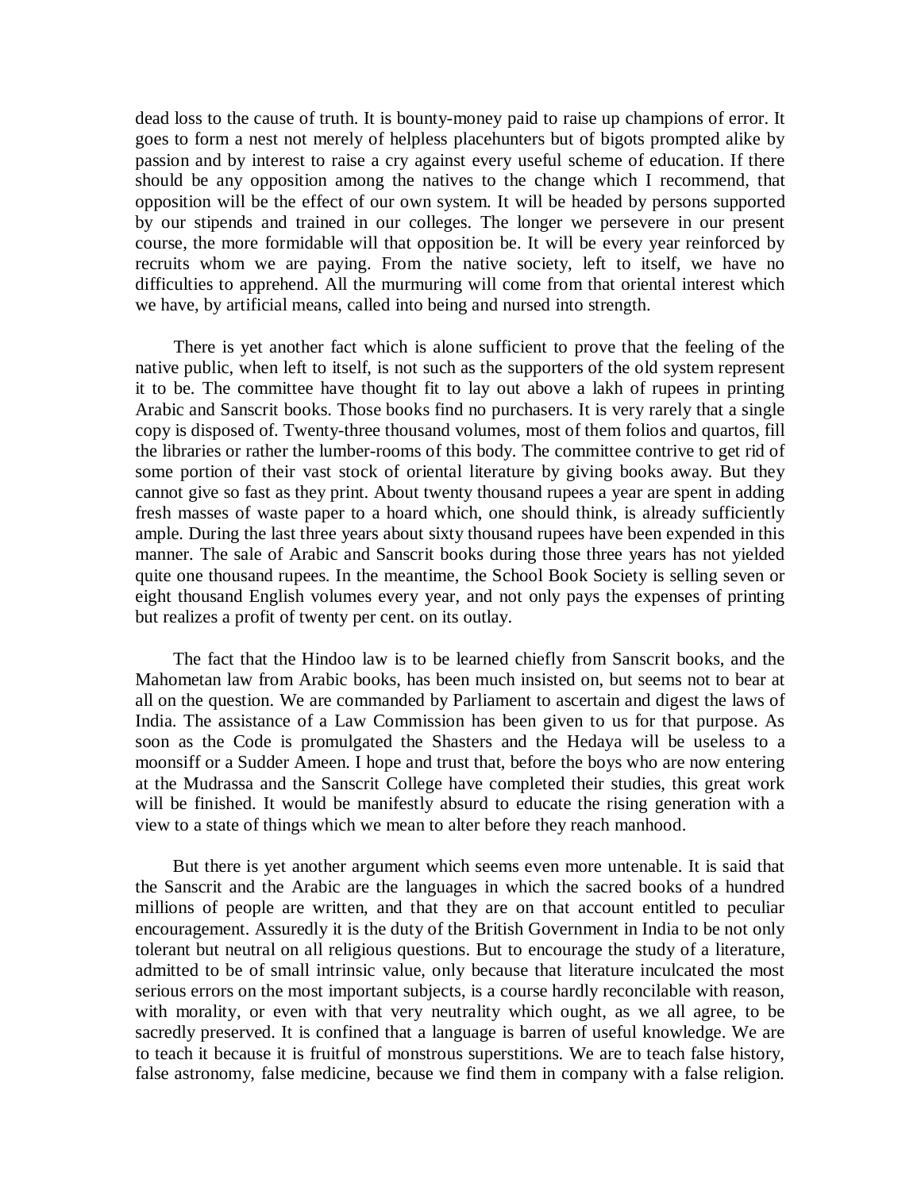dead loss to the cause of truth. It is bounty-money paid to raise up champions of error. It goes to form a nest not merely of helpless placehunters but of bigots prompted alike by passion and by interest to raise a cry against every useful scheme of education. If there should be any opposition among the natives to the change which I recommend, that opposition will be the effect of our own system. It will be headed by persons supported by our stipends and trained in our colleges. The longer we persevere in our present course, the more formidable will that opposition be. It will be every year reinforced by recruits whom we are paying. From the native society, left to itself, we have no difficulties to apprehend. All the murmuring will come from that oriental interest which we have, by artificial means, called into being and nursed into strength.

There is yet another fact which is alone sufficient to prove that the feeling of the native public, when left to itself, is not such as the supporters of the old system represent it to be. The committee have thought fit to lay out above a lakh of rupees in printing Arabic and Sanscrit books. Those books find no purchasers. It is very rarely that a single copy is disposed of. Twenty-three thousand volumes, most of them folios and quartos, fill the libraries or rather the lumber-rooms of this body. The committee contrive to get rid of some portion of their vast stock of oriental literature by giving books away. But they cannot give so fast as they print. About twenty thousand rupees a year are spent in adding fresh masses of waste paper to a hoard which, one should think, is already sufficiently ample. During the last three years about sixty thousand rupees have been expended in this manner. The sale of Arabic and Sanscrit books during those three years has not yielded quite one thousand rupees. In the meantime, the School Book Society is selling seven or eight thousand English volumes every year, and not only pays the expenses of printing but realizes a profit of twenty per cent. on its outlay.

The fact that the Hindoo law is to be learned chiefly from Sanscrit books, and the Mahometan law from Arabic books, has been much insisted on, but seems not to bear at all on the question. We are commanded by Parliament to ascertain and digest the laws of India. The assistance of a Law Commission has been given to us for that purpose. As soon as the Code is promulgated the Shasters and the Hedaya will be useless to a moonsiff or a Sudder Ameen. I hope and trust that, before the boys who are now entering at the Mudrassa and the Sanscrit College have completed their studies, this great work will be finished. It would be manifestly absurd to educate the rising generation with a view to a state of things which we mean to alter before they reach manhood.

But there is yet another argument which seems even more untenable. It is said that the Sanscrit and the Arabic are the languages in which the sacred books of a hundred millions of people are written, and that they are on that account entitled to peculiar encouragement. Assuredly it is the duty of the British Government in India to be not only tolerant but neutral on all religious questions. But to encourage the study of a literature, admitted to be of small intrinsic value, only because that literature inculcated the most serious errors on the most important subjects, is a course hardly reconcilable with reason, with morality, or even with that very neutrality which ought, as we all agree, to be sacredly preserved. It is confined that a language is barren of useful knowledge. We are to teach it because it is fruitful of monstrous superstitions. We are to teach false history, false astronomy, false medicine, because we find them in company with a false religion.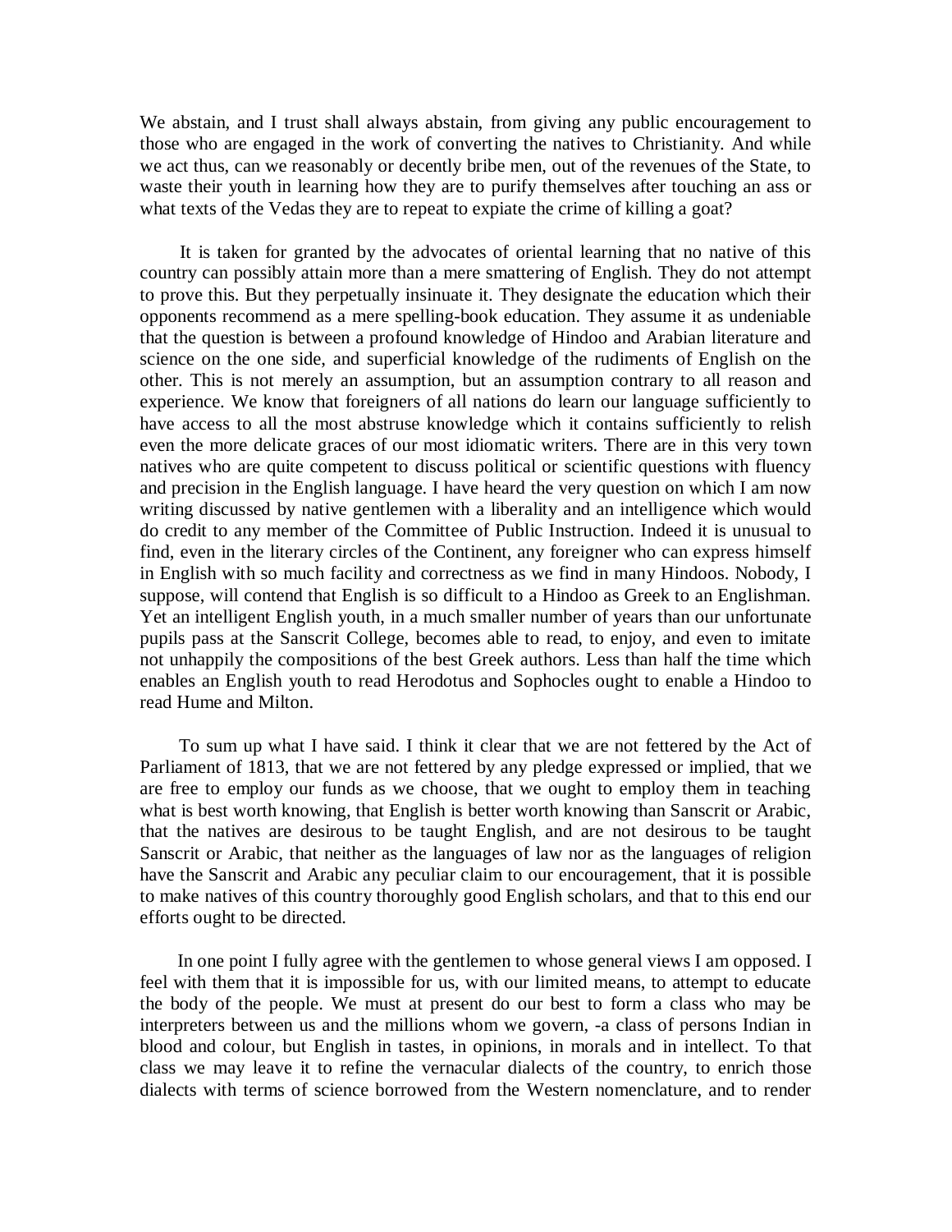We abstain, and I trust shall always abstain, from giving any public encouragement to those who are engaged in the work of converting the natives to Christianity. And while we act thus, can we reasonably or decently bribe men, out of the revenues of the State, to waste their youth in learning how they are to purify themselves after touching an ass or what texts of the Vedas they are to repeat to expiate the crime of killing a goat?

It is taken for granted by the advocates of oriental learning that no native of this country can possibly attain more than a mere smattering of English. They do not attempt to prove this. But they perpetually insinuate it. They designate the education which their opponents recommend as a mere spelling-book education. They assume it as undeniable that the question is between a profound knowledge of Hindoo and Arabian literature and science on the one side, and superficial knowledge of the rudiments of English on the other. This is not merely an assumption, but an assumption contrary to all reason and experience. We know that foreigners of all nations do learn our language sufficiently to have access to all the most abstruse knowledge which it contains sufficiently to relish even the more delicate graces of our most idiomatic writers. There are in this very town natives who are quite competent to discuss political or scientific questions with fluency and precision in the English language. I have heard the very question on which I am now writing discussed by native gentlemen with a liberality and an intelligence which would do credit to any member of the Committee of Public Instruction. Indeed it is unusual to find, even in the literary circles of the Continent, any foreigner who can express himself in English with so much facility and correctness as we find in many Hindoos. Nobody, I suppose, will contend that English is so difficult to a Hindoo as Greek to an Englishman. Yet an intelligent English youth, in a much smaller number of years than our unfortunate pupils pass at the Sanscrit College, becomes able to read, to enjoy, and even to imitate not unhappily the compositions of the best Greek authors. Less than half the time which enables an English youth to read Herodotus and Sophocles ought to enable a Hindoo to read Hume and Milton.

To sum up what I have said. I think it clear that we are not fettered by the Act of Parliament of 1813, that we are not fettered by any pledge expressed or implied, that we are free to employ our funds as we choose, that we ought to employ them in teaching what is best worth knowing, that English is better worth knowing than Sanscrit or Arabic, that the natives are desirous to be taught English, and are not desirous to be taught Sanscrit or Arabic, that neither as the languages of law nor as the languages of religion have the Sanscrit and Arabic any peculiar claim to our encouragement, that it is possible to make natives of this country thoroughly good English scholars, and that to this end our efforts ought to be directed.

In one point I fully agree with the gentlemen to whose general views I am opposed. I feel with them that it is impossible for us, with our limited means, to attempt to educate the body of the people. We must at present do our best to form a class who may be interpreters between us and the millions whom we govern, -a class of persons Indian in blood and colour, but English in tastes, in opinions, in morals and in intellect. To that class we may leave it to refine the vernacular dialects of the country, to enrich those dialects with terms of science borrowed from the Western nomenclature, and to render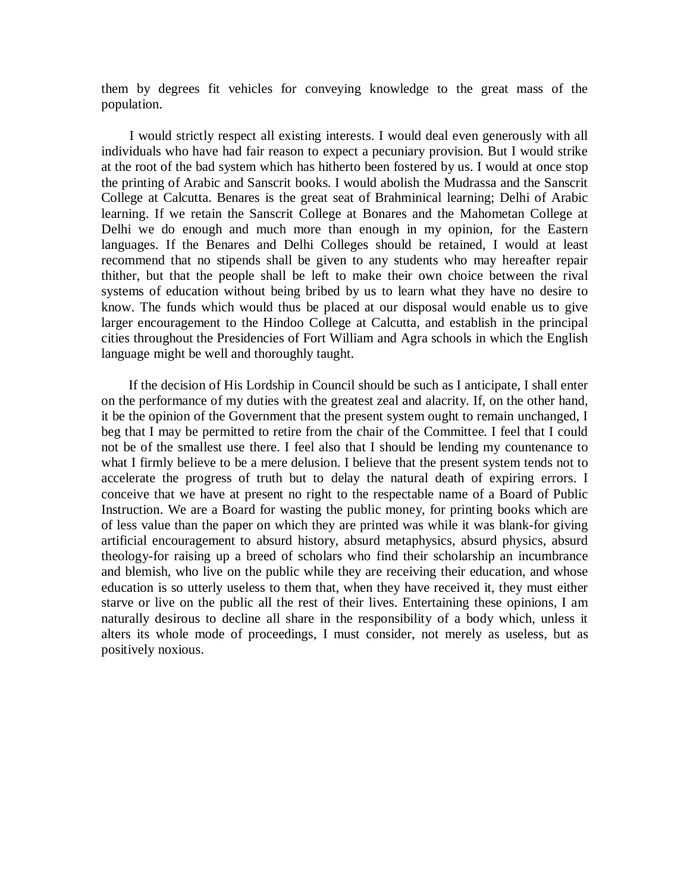them by degrees fit vehicles for conveying knowledge to the great mass of the population.

I would strictly respect all existing interests. I would deal even generously with all individuals who have had fair reason to expect a pecuniary provision. But I would strike at the root of the bad system which has hitherto been fostered by us. I would at once stop the printing of Arabic and Sanscrit books. I would abolish the Mudrassa and the Sanscrit College at Calcutta. Benares is the great seat of Brahminical learning; Delhi of Arabic learning. If we retain the Sanscrit College at Bonares and the Mahometan College at Delhi we do enough and much more than enough in my opinion, for the Eastern languages. If the Benares and Delhi Colleges should be retained, I would at least recommend that no stipends shall be given to any students who may hereafter repair thither, but that the people shall be left to make their own choice between the rival systems of education without being bribed by us to learn what they have no desire to know. The funds which would thus be placed at our disposal would enable us to give larger encouragement to the Hindoo College at Calcutta, and establish in the principal cities throughout the Presidencies of Fort William and Agra schools in which the English language might be well and thoroughly taught.

If the decision of His Lordship in Council should be such as I anticipate, I shall enter on the performance of my duties with the greatest zeal and alacrity. If, on the other hand, it be the opinion of the Government that the present system ought to remain unchanged, I beg that I may be permitted to retire from the chair of the Committee. I feel that I could not be of the smallest use there. I feel also that I should be lending my countenance to what I firmly believe to be a mere delusion. I believe that the present system tends not to accelerate the progress of truth but to delay the natural death of expiring errors. I conceive that we have at present no right to the respectable name of a Board of Public Instruction. We are a Board for wasting the public money, for printing books which are of less value than the paper on which they are printed was while it was blank-for giving artificial encouragement to absurd history, absurd metaphysics, absurd physics, absurd theology-for raising up a breed of scholars who find their scholarship an incumbrance and blemish, who live on the public while they are receiving their education, and whose education is so utterly useless to them that, when they have received it, they must either starve or live on the public all the rest of their lives. Entertaining these opinions, I am naturally desirous to decline all share in the responsibility of a body which, unless it alters its whole mode of proceedings, I must consider, not merely as useless, but as positively noxious.